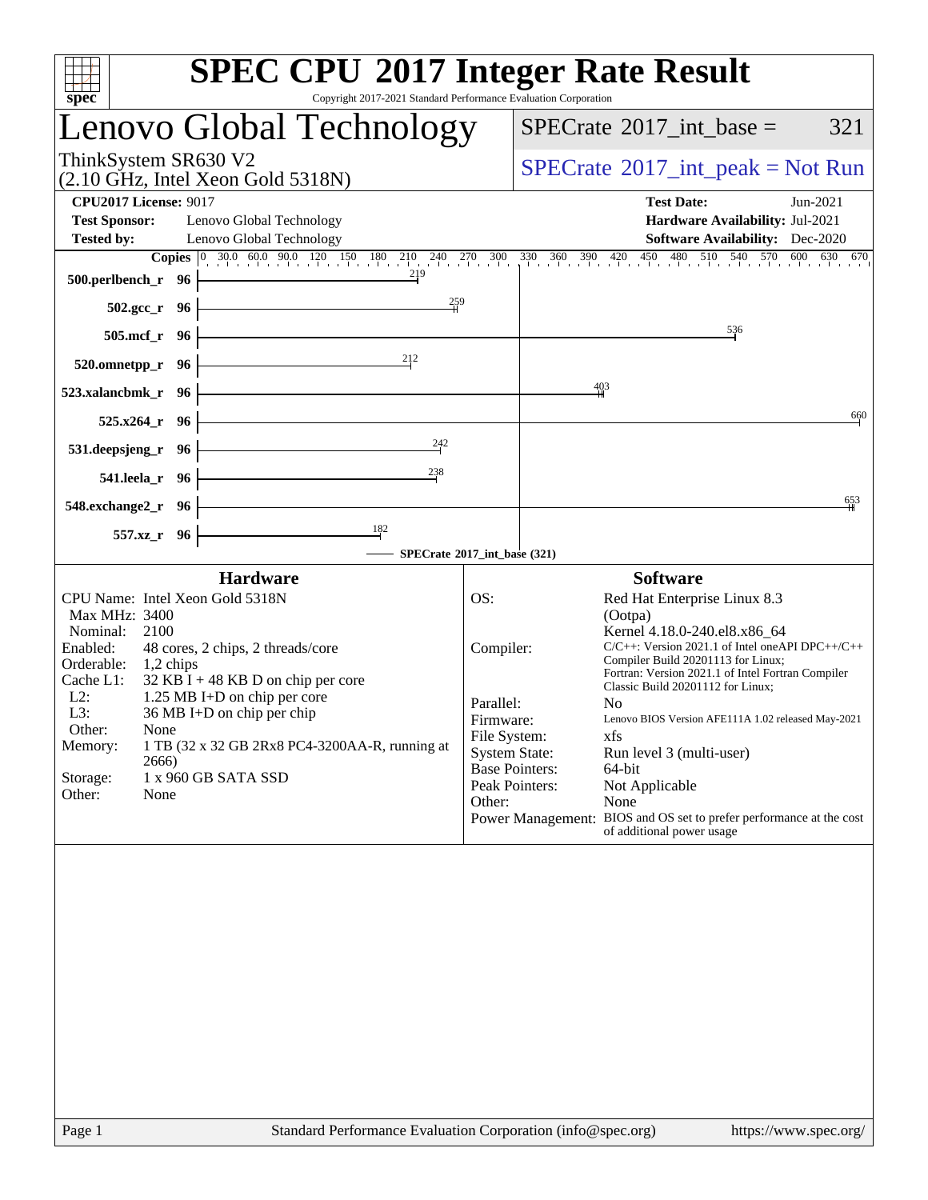# SPEC CPU 2017 Integer Rate Result

Copyright 2017-2021 Standard Performance Evaluation Corporation

## Lenovo Global Technology

ThinkSystem SR630 V2
(2.10 GHz, Intel Xeon Gold 5318N)

SPECrate 2017_int_base = 321

SPECrate 2017_int_peak = Not Run

**CPU2017 License:** 9017
**Test Sponsor:** Lenovo Global Technology
**Tested by:** Lenovo Global Technology

**Test Date:** Jun-2021
**Hardware Availability:** Jul-2021
**Software Availability:** Dec-2020

| Benchmark | Copies | SPECrate 2017_int_base |
|---|---|---|
| 500.perlbench_r | 96 | 219 |
| 502.gcc_r | 96 | 259 |
| 505.mcf_r | 96 | 536 |
| 520.omnetpp_r | 96 | 212 |
| 523.xalancbmk_r | 96 | 403 |
| 525.x264_r | 96 | 660 |
| 531.deepsjeng_r | 96 | 242 |
| 541.leela_r | 96 | 238 |
| 548.exchange2_r | 96 | 653 |
| 557.xz_r | 96 | 182 |

SPECrate 2017_int_base (321)

### Hardware

- CPU Name: Intel Xeon Gold 5318N
- Max MHz: 3400
- Nominal: 2100
- Enabled: 48 cores, 2 chips, 2 threads/core
- Orderable: 1,2 chips
- Cache L1: 32 KB I + 48 KB D on chip per core
- L2: 1.25 MB I+D on chip per core
- L3: 36 MB I+D on chip per chip
- Other: None
- Memory: 1 TB (32 x 32 GB 2Rx8 PC4-3200AA-R, running at 2666)
- Storage: 1 x 960 GB SATA SSD
- Other: None

### Software

- OS: Red Hat Enterprise Linux 8.3 (Ootpa) Kernel 4.18.0-240.el8.x86_64
- Compiler: C/C++: Version 2021.1 of Intel oneAPI DPC++/C++ Compiler Build 20201113 for Linux; Fortran: Version 2021.1 of Intel Fortran Compiler Classic Build 20201112 for Linux;
- Parallel: No
- Firmware: Lenovo BIOS Version AFE111A 1.02 released May-2021
- File System: xfs
- System State: Run level 3 (multi-user)
- Base Pointers: 64-bit
- Peak Pointers: Not Applicable
- Other: None
- Power Management: BIOS and OS set to prefer performance at the cost of additional power usage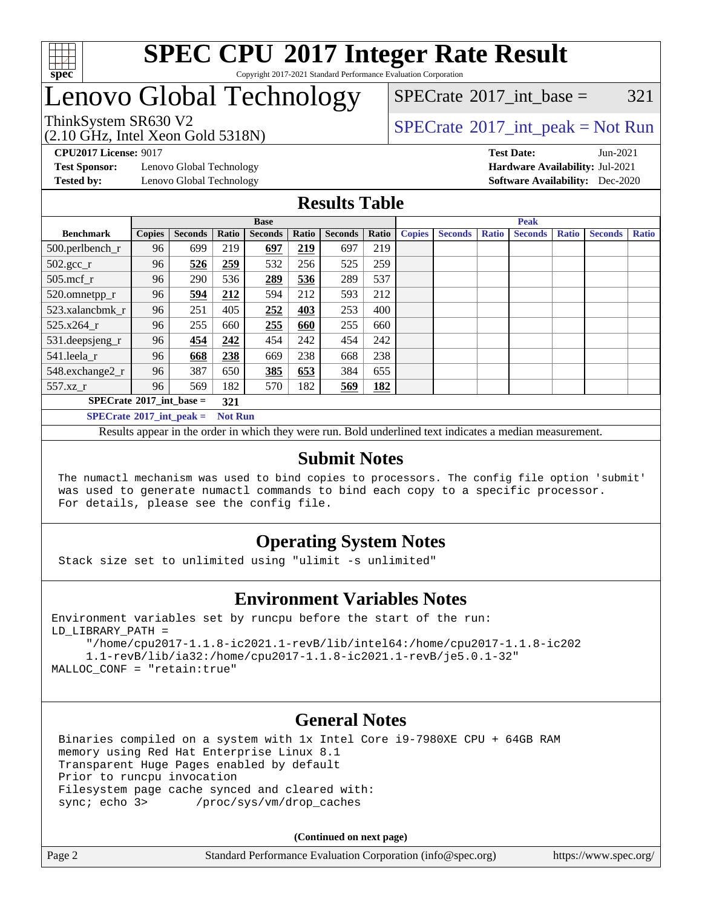# SPEC CPU 2017 Integer Rate Result

Copyright 2017-2021 Standard Performance Evaluation Corporation

## Lenovo Global Technology

ThinkSystem SR630 V2
(2.10 GHz, Intel Xeon Gold 5318N)

SPECrate 2017_int_base = 321

SPECrate 2017_int_peak = Not Run

**CPU2017 License:** 9017
**Test Sponsor:** Lenovo Global Technology
**Tested by:** Lenovo Global Technology

**Test Date:** Jun-2021
**Hardware Availability:** Jul-2021
**Software Availability:** Dec-2020

## Results Table

| Benchmark | Base | | | | | | | Peak | | | | | | |
|---|---|---|---|---|---|---|---|---|---|---|---|---|---|---|
| | Copies | Seconds | Ratio | Seconds | Ratio | Seconds | Ratio | Copies | Seconds | Ratio | Seconds | Ratio | Seconds | Ratio |
| 500.perlbench_r | 96 | 699 | 219 | **697** | **219** | 697 | 219 | | | | | | | |
| 502.gcc_r | 96 | **526** | **259** | 532 | 256 | 525 | 259 | | | | | | | |
| 505.mcf_r | 96 | 290 | 536 | **289** | **536** | 289 | 537 | | | | | | | |
| 520.omnetpp_r | 96 | **594** | **212** | 594 | 212 | 593 | 212 | | | | | | | |
| 523.xalancbmk_r | 96 | 251 | 405 | **252** | **403** | 253 | 400 | | | | | | | |
| 525.x264_r | 96 | 255 | 660 | **255** | **660** | 255 | 660 | | | | | | | |
| 531.deepsjeng_r | 96 | **454** | **242** | 454 | 242 | 454 | 242 | | | | | | | |
| 541.leela_r | 96 | **668** | **238** | 669 | 238 | 668 | 238 | | | | | | | |
| 548.exchange2_r | 96 | 387 | 650 | **385** | **653** | 384 | 655 | | | | | | | |
| 557.xz_r | 96 | 569 | 182 | 570 | 182 | **569** | **182** | | | | | | | |

**SPECrate 2017_int_base = 321**

**SPECrate 2017_int_peak = Not Run**

Results appear in the order in which they were run. Bold underlined text indicates a median measurement.

## Submit Notes

```
The numactl mechanism was used to bind copies to processors. The config file option 'submit'
was used to generate numactl commands to bind each copy to a specific processor.
For details, please see the config file.
```

## Operating System Notes

```
Stack size set to unlimited using "ulimit -s unlimited"
```

## Environment Variables Notes

```
Environment variables set by runcpu before the start of the run:
LD_LIBRARY_PATH =
     "/home/cpu2017-1.1.8-ic2021.1-revB/lib/intel64:/home/cpu2017-1.1.8-ic202
     1.1-revB/lib/ia32:/home/cpu2017-1.1.8-ic2021.1-revB/je5.0.1-32"
MALLOC_CONF = "retain:true"
```

## General Notes

```
Binaries compiled on a system with 1x Intel Core i9-7980XE CPU + 64GB RAM
memory using Red Hat Enterprise Linux 8.1
Transparent Huge Pages enabled by default
Prior to runcpu invocation
Filesystem page cache synced and cleared with:
sync; echo 3>       /proc/sys/vm/drop_caches
```

**(Continued on next page)**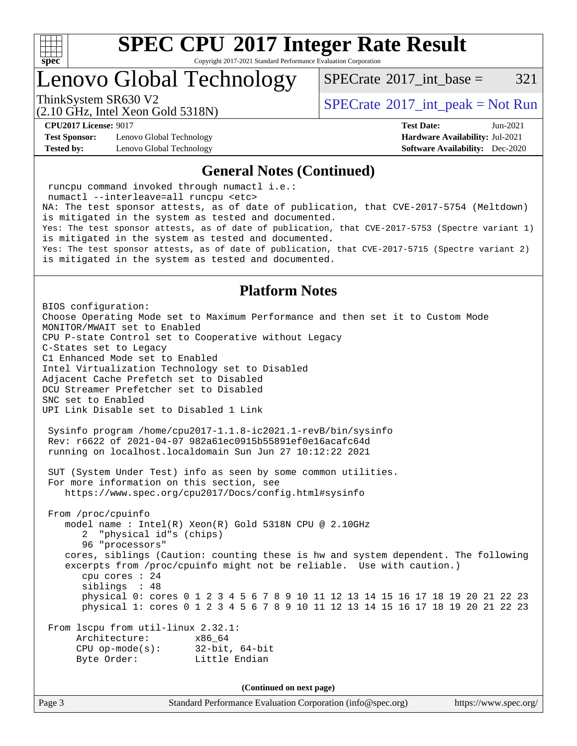# SPEC CPU 2017 Integer Rate Result

Copyright 2017-2021 Standard Performance Evaluation Corporation

## Lenovo Global Technology

ThinkSystem SR630 V2
(2.10 GHz, Intel Xeon Gold 5318N)

SPECrate 2017_int_base = 321

SPECrate 2017_int_peak = Not Run

**CPU2017 License:** 9017
**Test Sponsor:** Lenovo Global Technology
**Tested by:** Lenovo Global Technology

**Test Date:** Jun-2021
**Hardware Availability:** Jul-2021
**Software Availability:** Dec-2020

## General Notes (Continued)

```
 runcpu command invoked through numactl i.e.:
 numactl --interleave=all runcpu <etc>
NA: The test sponsor attests, as of date of publication, that CVE-2017-5754 (Meltdown)
is mitigated in the system as tested and documented.
Yes: The test sponsor attests, as of date of publication, that CVE-2017-5753 (Spectre variant 1)
is mitigated in the system as tested and documented.
Yes: The test sponsor attests, as of date of publication, that CVE-2017-5715 (Spectre variant 2)
is mitigated in the system as tested and documented.
```

## Platform Notes

```
BIOS configuration:
Choose Operating Mode set to Maximum Performance and then set it to Custom Mode
MONITOR/MWAIT set to Enabled
CPU P-state Control set to Cooperative without Legacy
C-States set to Legacy
C1 Enhanced Mode set to Enabled
Intel Virtualization Technology set to Disabled
Adjacent Cache Prefetch set to Disabled
DCU Streamer Prefetcher set to Disabled
SNC set to Enabled
UPI Link Disable set to Disabled 1 Link

 Sysinfo program /home/cpu2017-1.1.8-ic2021.1-revB/bin/sysinfo
 Rev: r6622 of 2021-04-07 982a61ec0915b55891ef0e16acafc64d
 running on localhost.localdomain Sun Jun 27 10:12:22 2021

 SUT (System Under Test) info as seen by some common utilities.
 For more information on this section, see
    https://www.spec.org/cpu2017/Docs/config.html#sysinfo

 From /proc/cpuinfo
    model name : Intel(R) Xeon(R) Gold 5318N CPU @ 2.10GHz
       2  "physical id"s (chips)
       96 "processors"
    cores, siblings (Caution: counting these is hw and system dependent. The following
    excerpts from /proc/cpuinfo might not be reliable.  Use with caution.)
       cpu cores : 24
       siblings  : 48
       physical 0: cores 0 1 2 3 4 5 6 7 8 9 10 11 12 13 14 15 16 17 18 19 20 21 22 23
       physical 1: cores 0 1 2 3 4 5 6 7 8 9 10 11 12 13 14 15 16 17 18 19 20 21 22 23

 From lscpu from util-linux 2.32.1:
      Architecture:        x86_64
      CPU op-mode(s):      32-bit, 64-bit
      Byte Order:          Little Endian
```

(Continued on next page)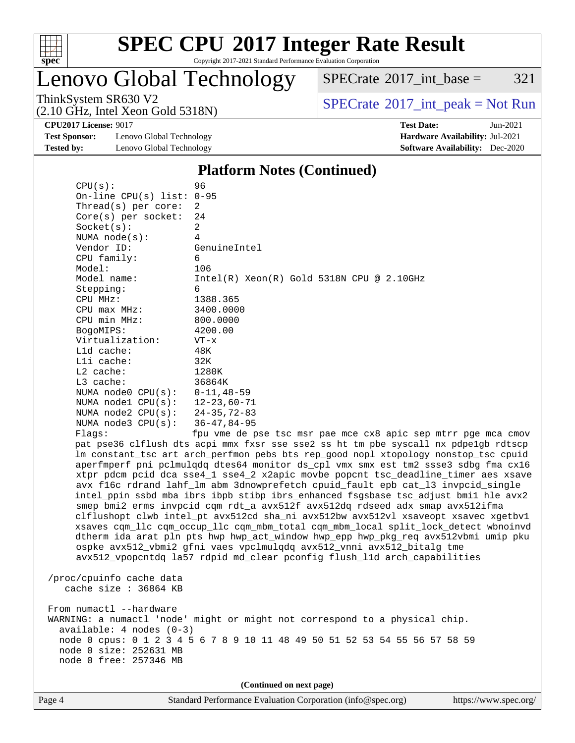## Platform Notes (Continued)

```
CPU(s):                96
On-line CPU(s) list:   0-95
Thread(s) per core:    2
Core(s) per socket:    24
Socket(s):             2
NUMA node(s):          4
Vendor ID:             GenuineIntel
CPU family:            6
Model:                 106
Model name:            Intel(R) Xeon(R) Gold 5318N CPU @ 2.10GHz
Stepping:              6
CPU MHz:               1388.365
CPU max MHz:           3400.0000
CPU min MHz:           800.0000
BogoMIPS:              4200.00
Virtualization:        VT-x
L1d cache:             48K
L1i cache:             32K
L2 cache:              1280K
L3 cache:              36864K
NUMA node0 CPU(s):     0-11,48-59
NUMA node1 CPU(s):     12-23,60-71
NUMA node2 CPU(s):     24-35,72-83
NUMA node3 CPU(s):     36-47,84-95
Flags:                 fpu vme de pse tsc msr pae mce cx8 apic sep mtrr pge mca cmov
pat pse36 clflush dts acpi mmx fxsr sse sse2 ss ht tm pbe syscall nx pdpe1gb rdtscp
lm constant_tsc art arch_perfmon pebs bts rep_good nopl xtopology nonstop_tsc cpuid
aperfmperf pni pclmulqdq dtes64 monitor ds_cpl vmx smx est tm2 ssse3 sdbg fma cx16
xtpr pdcm pcid dca sse4_1 sse4_2 x2apic movbe popcnt tsc_deadline_timer aes xsave
avx f16c rdrand lahf_lm abm 3dnowprefetch cpuid_fault epb cat_l3 invpcid_single
intel_ppin ssbd mba ibrs ibpb stibp ibrs_enhanced fsgsbase tsc_adjust bmi1 hle avx2
smep bmi2 erms invpcid cqm rdt_a avx512f avx512dq rdseed adx smap avx512ifma
clflushopt clwb intel_pt avx512cd sha_ni avx512bw avx512vl xsaveopt xsavec xgetbv1
xsaves cqm_llc cqm_occup_llc cqm_mbm_total cqm_mbm_local split_lock_detect wbnoinvd
dtherm ida arat pln pts hwp hwp_act_window hwp_epp hwp_pkg_req avx512vbmi umip pku
ospke avx512_vbmi2 gfni vaes vpclmulqdq avx512_vnni avx512_bitalg tme
avx512_vpopcntdq la57 rdpid md_clear pconfig flush_l1d arch_capabilities

/proc/cpuinfo cache data
   cache size : 36864 KB

From numactl --hardware
WARNING: a numactl 'node' might or might not correspond to a physical chip.
  available: 4 nodes (0-3)
  node 0 cpus: 0 1 2 3 4 5 6 7 8 9 10 11 48 49 50 51 52 53 54 55 56 57 58 59
  node 0 size: 252631 MB
  node 0 free: 257346 MB
```

(Continued on next page)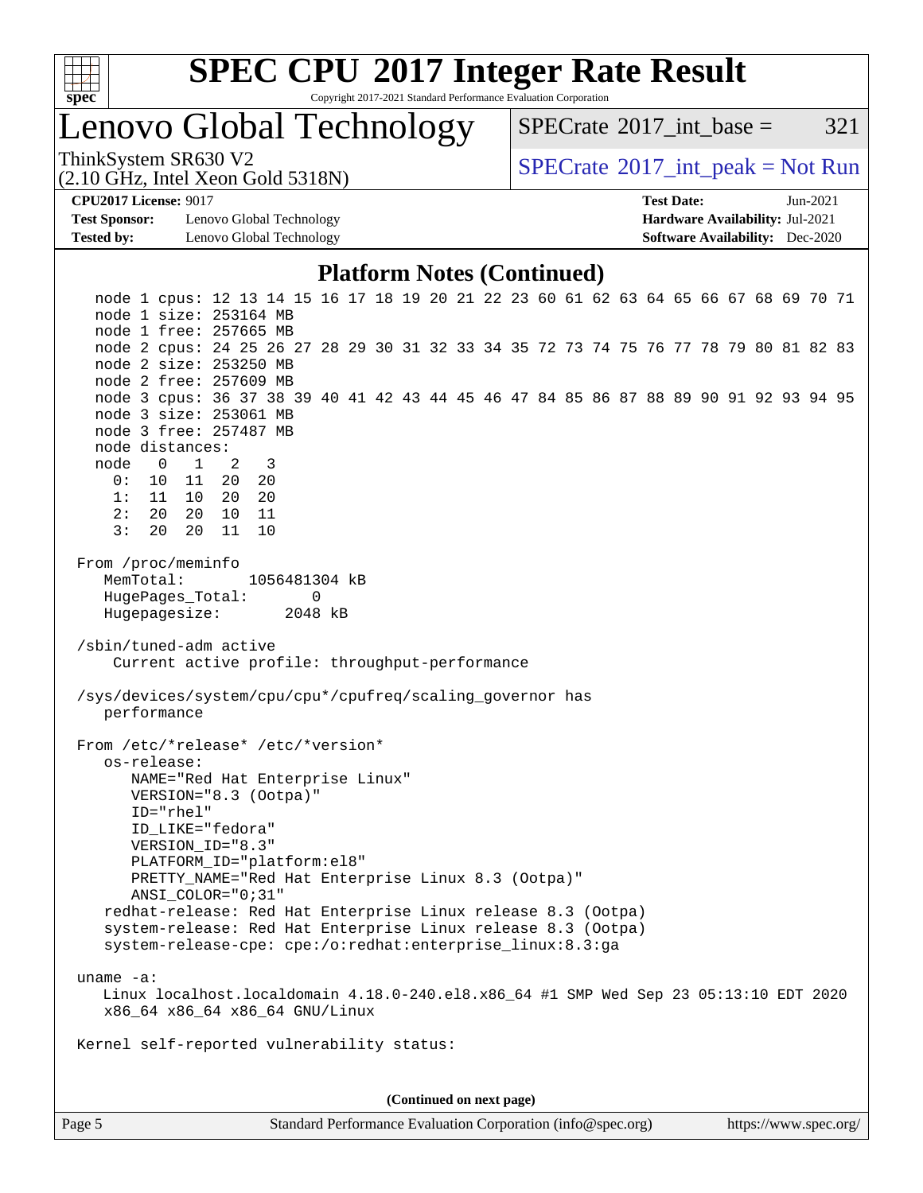## Platform Notes (Continued)

```
   node 1 cpus: 12 13 14 15 16 17 18 19 20 21 22 23 60 61 62 63 64 65 66 67 68 69 70 71
   node 1 size: 253164 MB
   node 1 free: 257665 MB
   node 2 cpus: 24 25 26 27 28 29 30 31 32 33 34 35 72 73 74 75 76 77 78 79 80 81 82 83
   node 2 size: 253250 MB
   node 2 free: 257609 MB
   node 3 cpus: 36 37 38 39 40 41 42 43 44 45 46 47 84 85 86 87 88 89 90 91 92 93 94 95
   node 3 size: 253061 MB
   node 3 free: 257487 MB
   node distances:
   node   0   1   2   3
     0:  10  11  20  20
     1:  11  10  20  20
     2:  20  20  10  11
     3:  20  20  11  10

 From /proc/meminfo
    MemTotal:       1056481304 kB
    HugePages_Total:       0
    Hugepagesize:       2048 kB

 /sbin/tuned-adm active
     Current active profile: throughput-performance

 /sys/devices/system/cpu/cpu*/cpufreq/scaling_governor has
    performance

 From /etc/*release* /etc/*version*
    os-release:
       NAME="Red Hat Enterprise Linux"
       VERSION="8.3 (Ootpa)"
       ID="rhel"
       ID_LIKE="fedora"
       VERSION_ID="8.3"
       PLATFORM_ID="platform:el8"
       PRETTY_NAME="Red Hat Enterprise Linux 8.3 (Ootpa)"
       ANSI_COLOR="0;31"
    redhat-release: Red Hat Enterprise Linux release 8.3 (Ootpa)
    system-release: Red Hat Enterprise Linux release 8.3 (Ootpa)
    system-release-cpe: cpe:/o:redhat:enterprise_linux:8.3:ga

 uname -a:
    Linux localhost.localdomain 4.18.0-240.el8.x86_64 #1 SMP Wed Sep 23 05:13:10 EDT 2020
    x86_64 x86_64 x86_64 GNU/Linux

 Kernel self-reported vulnerability status:
```

(Continued on next page)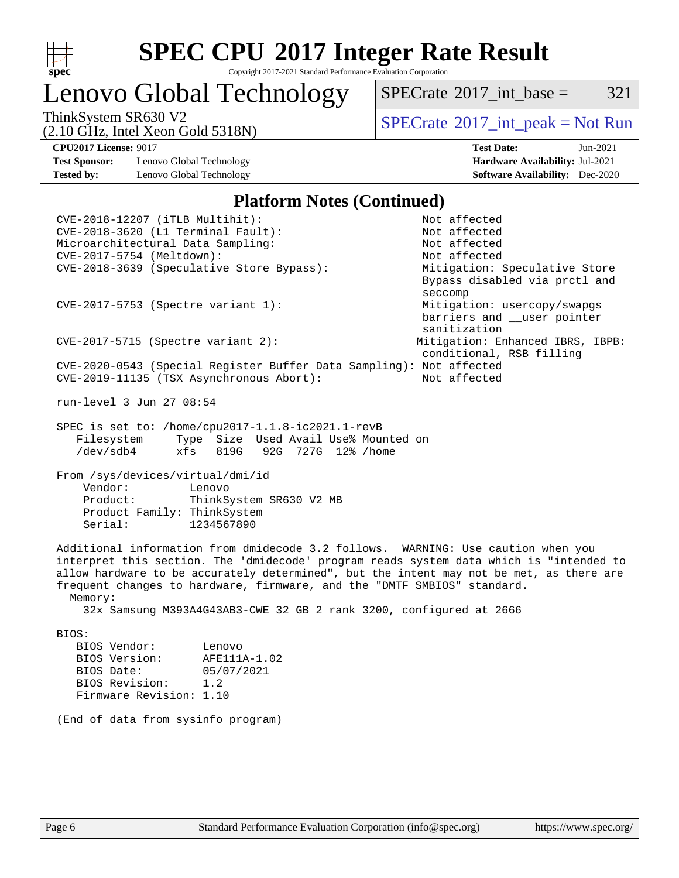## Platform Notes (Continued)

```
CVE-2018-12207 (iTLB Multihit):                          Not affected
CVE-2018-3620 (L1 Terminal Fault):                       Not affected
Microarchitectural Data Sampling:                        Not affected
CVE-2017-5754 (Meltdown):                                Not affected
CVE-2018-3639 (Speculative Store Bypass):                Mitigation: Speculative Store
                                                         Bypass disabled via prctl and
                                                         seccomp
CVE-2017-5753 (Spectre variant 1):                       Mitigation: usercopy/swapgs
                                                         barriers and __user pointer
                                                         sanitization
CVE-2017-5715 (Spectre variant 2):                      Mitigation: Enhanced IBRS, IBPB:
                                                         conditional, RSB filling
CVE-2020-0543 (Special Register Buffer Data Sampling): Not affected
CVE-2019-11135 (TSX Asynchronous Abort):                 Not affected

run-level 3 Jun 27 08:54

SPEC is set to: /home/cpu2017-1.1.8-ic2021.1-revB
   Filesystem     Type  Size  Used Avail Use% Mounted on
   /dev/sdb4      xfs   819G   92G  727G  12% /home

From /sys/devices/virtual/dmi/id
    Vendor:         Lenovo
    Product:        ThinkSystem SR630 V2 MB
    Product Family: ThinkSystem
    Serial:         1234567890

Additional information from dmidecode 3.2 follows.  WARNING: Use caution when you
interpret this section. The 'dmidecode' program reads system data which is "intended to
allow hardware to be accurately determined", but the intent may not be met, as there are
frequent changes to hardware, firmware, and the "DMTF SMBIOS" standard.
  Memory:
    32x Samsung M393A4G43AB3-CWE 32 GB 2 rank 3200, configured at 2666

BIOS:
   BIOS Vendor:       Lenovo
   BIOS Version:      AFE111A-1.02
   BIOS Date:         05/07/2021
   BIOS Revision:     1.2
   Firmware Revision: 1.10

(End of data from sysinfo program)
```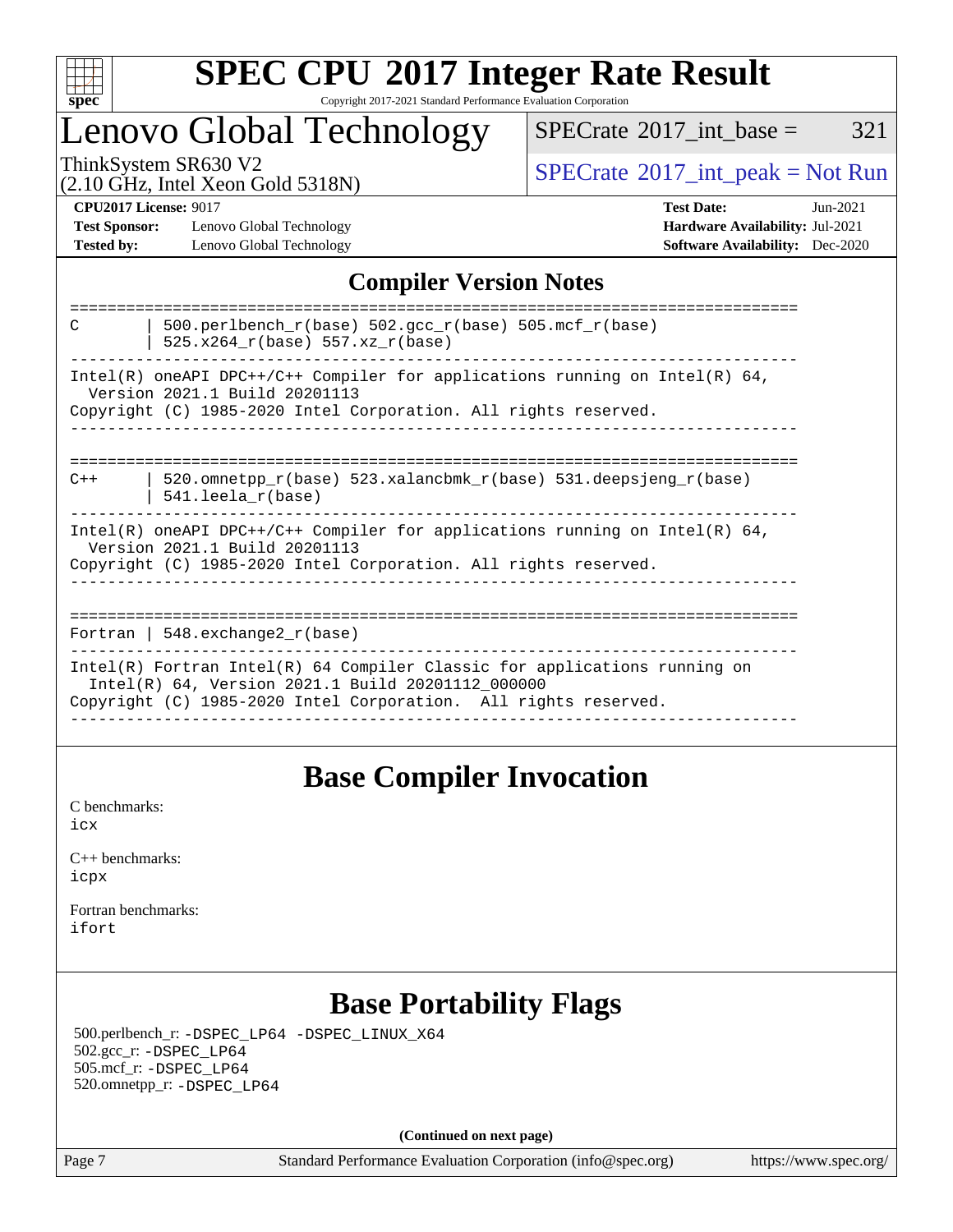## Compiler Version Notes

```
==============================================================================
C       | 500.perlbench_r(base) 502.gcc_r(base) 505.mcf_r(base)
        | 525.x264_r(base) 557.xz_r(base)
------------------------------------------------------------------------------
Intel(R) oneAPI DPC++/C++ Compiler for applications running on Intel(R) 64,
  Version 2021.1 Build 20201113
Copyright (C) 1985-2020 Intel Corporation. All rights reserved.
------------------------------------------------------------------------------

==============================================================================
C++     | 520.omnetpp_r(base) 523.xalancbmk_r(base) 531.deepsjeng_r(base)
        | 541.leela_r(base)
------------------------------------------------------------------------------
Intel(R) oneAPI DPC++/C++ Compiler for applications running on Intel(R) 64,
  Version 2021.1 Build 20201113
Copyright (C) 1985-2020 Intel Corporation. All rights reserved.
------------------------------------------------------------------------------

==============================================================================
Fortran | 548.exchange2_r(base)
------------------------------------------------------------------------------
Intel(R) Fortran Intel(R) 64 Compiler Classic for applications running on
  Intel(R) 64, Version 2021.1 Build 20201112_000000
Copyright (C) 1985-2020 Intel Corporation.  All rights reserved.
------------------------------------------------------------------------------
```

## Base Compiler Invocation

C benchmarks:
icx

C++ benchmarks:
icpx

Fortran benchmarks:
ifort

## Base Portability Flags

500.perlbench_r: -DSPEC_LP64 -DSPEC_LINUX_X64
502.gcc_r: -DSPEC_LP64
505.mcf_r: -DSPEC_LP64
520.omnetpp_r: -DSPEC_LP64

**(Continued on next page)**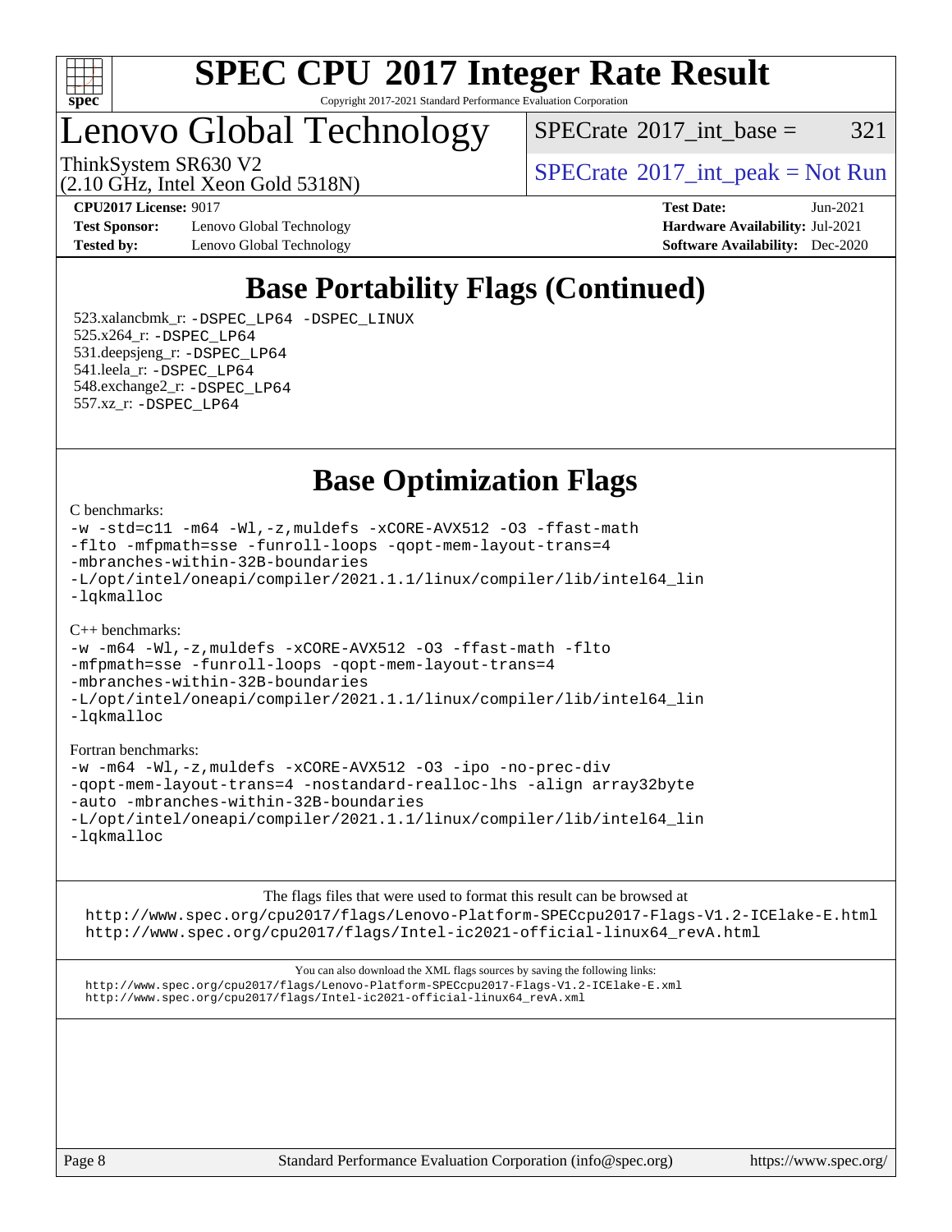# Base Portability Flags (Continued)

523.xalancbmk_r: -DSPEC_LP64 -DSPEC_LINUX
525.x264_r: -DSPEC_LP64
531.deepsjeng_r: -DSPEC_LP64
541.leela_r: -DSPEC_LP64
548.exchange2_r: -DSPEC_LP64
557.xz_r: -DSPEC_LP64

# Base Optimization Flags

C benchmarks:

```
-w -std=c11 -m64 -Wl,-z,muldefs -xCORE-AVX512 -O3 -ffast-math
-flto -mfpmath=sse -funroll-loops -qopt-mem-layout-trans=4
-mbranches-within-32B-boundaries
-L/opt/intel/oneapi/compiler/2021.1.1/linux/compiler/lib/intel64_lin
-lqkmalloc
```

C++ benchmarks:

```
-w -m64 -Wl,-z,muldefs -xCORE-AVX512 -O3 -ffast-math -flto
-mfpmath=sse -funroll-loops -qopt-mem-layout-trans=4
-mbranches-within-32B-boundaries
-L/opt/intel/oneapi/compiler/2021.1.1/linux/compiler/lib/intel64_lin
-lqkmalloc
```

Fortran benchmarks:

```
-w -m64 -Wl,-z,muldefs -xCORE-AVX512 -O3 -ipo -no-prec-div
-qopt-mem-layout-trans=4 -nostandard-realloc-lhs -align array32byte
-auto -mbranches-within-32B-boundaries
-L/opt/intel/oneapi/compiler/2021.1.1/linux/compiler/lib/intel64_lin
-lqkmalloc
```

The flags files that were used to format this result can be browsed at
http://www.spec.org/cpu2017/flags/Lenovo-Platform-SPECcpu2017-Flags-V1.2-ICElake-E.html
http://www.spec.org/cpu2017/flags/Intel-ic2021-official-linux64_revA.html

You can also download the XML flags sources by saving the following links:
http://www.spec.org/cpu2017/flags/Lenovo-Platform-SPECcpu2017-Flags-V1.2-ICElake-E.xml
http://www.spec.org/cpu2017/flags/Intel-ic2021-official-linux64_revA.xml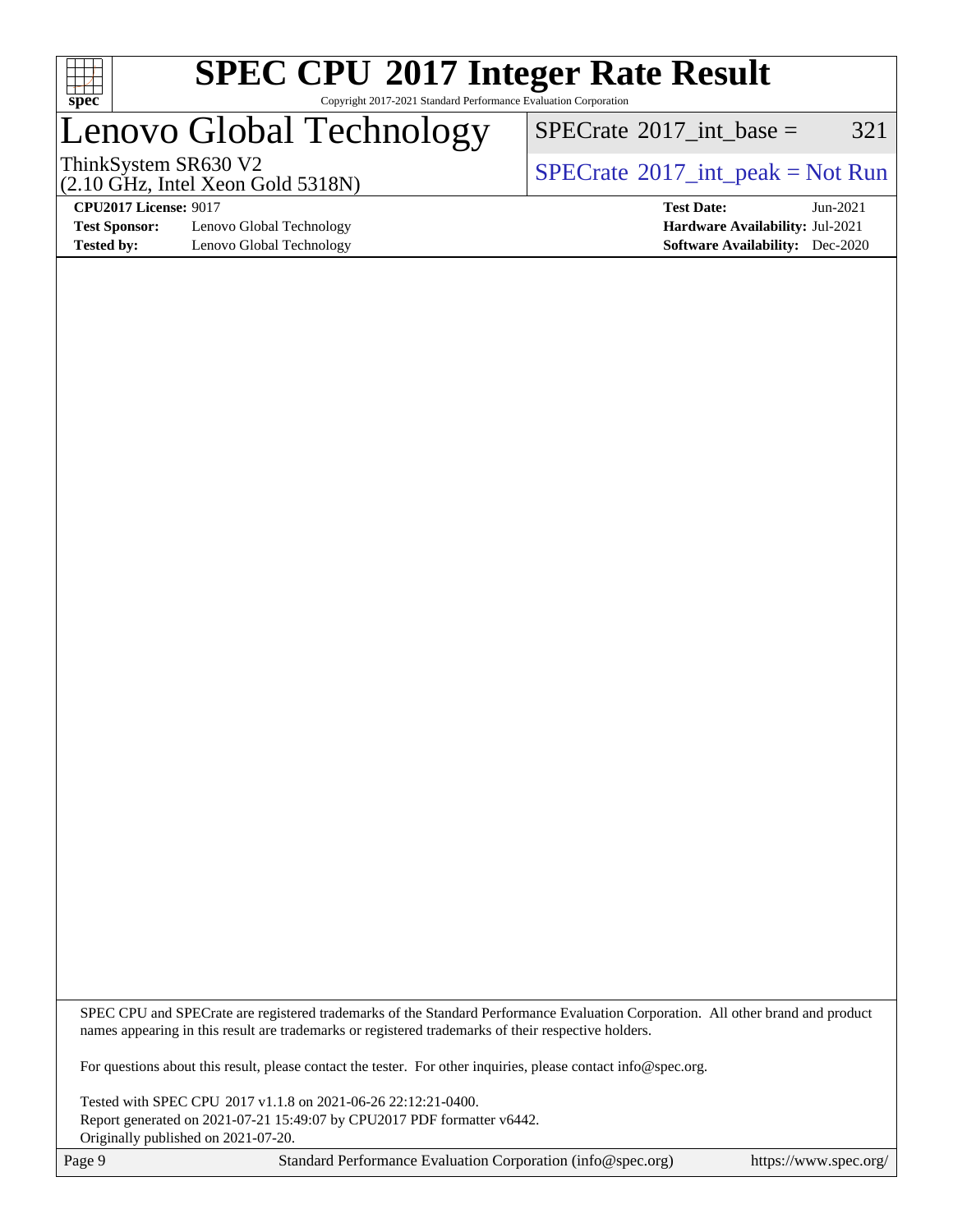# SPEC CPU 2017 Integer Rate Result

Copyright 2017-2021 Standard Performance Evaluation Corporation

## Lenovo Global Technology

ThinkSystem SR630 V2
(2.10 GHz, Intel Xeon Gold 5318N)

SPECrate 2017_int_base = 321

SPECrate 2017_int_peak = Not Run

**CPU2017 License:** 9017
**Test Sponsor:** Lenovo Global Technology
**Tested by:** Lenovo Global Technology

**Test Date:** Jun-2021
**Hardware Availability:** Jul-2021
**Software Availability:** Dec-2020

SPEC CPU and SPECrate are registered trademarks of the Standard Performance Evaluation Corporation. All other brand and product names appearing in this result are trademarks or registered trademarks of their respective holders.

For questions about this result, please contact the tester. For other inquiries, please contact info@spec.org.

Tested with SPEC CPU 2017 v1.1.8 on 2021-06-26 22:12:21-0400.
Report generated on 2021-07-21 15:49:07 by CPU2017 PDF formatter v6442.
Originally published on 2021-07-20.